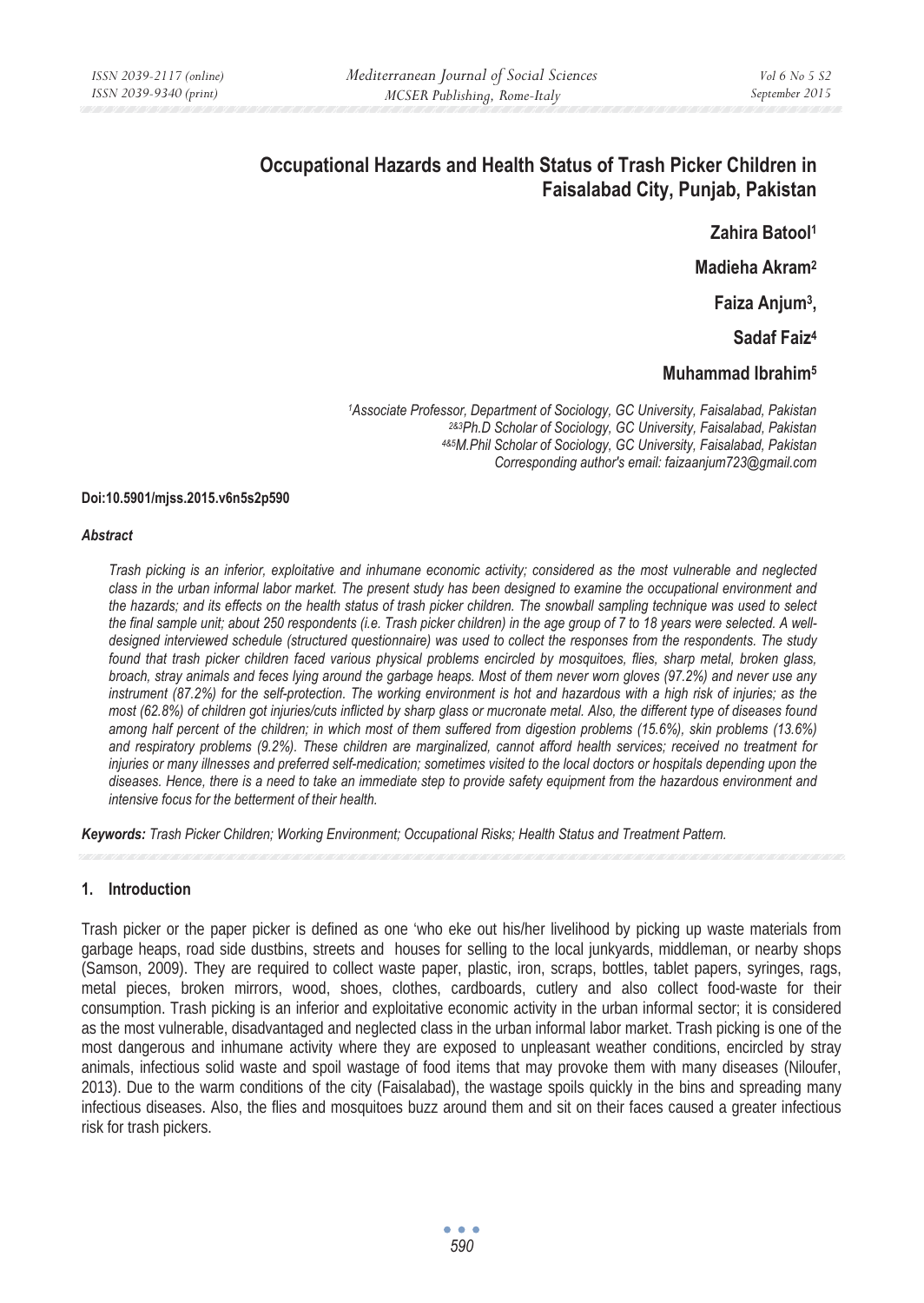# Occupational Hazards and Health Status of Trash Picker Children in Faisalabad City, Punjab, Pakistan

**Zahira Batool[1]**

**Madieha Akram[2]**

**Faiza Anjum[3],**

**Sadaf Faiz[4]**

**Muhammad Ibrahim[5]**

*[1]Associate Professor, Department of Sociology, GC University, Faisalabad, Pakistan*
*[2&3]Ph.D Scholar of Sociology, GC University, Faisalabad, Pakistan*
*[4&5]M.Phil Scholar of Sociology, GC University, Faisalabad, Pakistan*
*Corresponding author's email: faizaanjum723@gmail.com*

**Doi:10.5901/mjss.2015.v6n5s2p590**

***Abstract***

*Trash picking is an inferior, exploitative and inhumane economic activity; considered as the most vulnerable and neglected class in the urban informal labor market. The present study has been designed to examine the occupational environment and the hazards; and its effects on the health status of trash picker children. The snowball sampling technique was used to select the final sample unit; about 250 respondents (i.e. Trash picker children) in the age group of 7 to 18 years were selected. A well-designed interviewed schedule (structured questionnaire) was used to collect the responses from the respondents. The study found that trash picker children faced various physical problems encircled by mosquitoes, flies, sharp metal, broken glass, broach, stray animals and feces lying around the garbage heaps. Most of them never worn gloves (97.2%) and never use any instrument (87.2%) for the self-protection. The working environment is hot and hazardous with a high risk of injuries; as the most (62.8%) of children got injuries/cuts inflicted by sharp glass or mucronate metal. Also, the different type of diseases found among half percent of the children; in which most of them suffered from digestion problems (15.6%), skin problems (13.6%) and respiratory problems (9.2%). These children are marginalized, cannot afford health services; received no treatment for injuries or many illnesses and preferred self-medication; sometimes visited to the local doctors or hospitals depending upon the diseases. Hence, there is a need to take an immediate step to provide safety equipment from the hazardous environment and intensive focus for the betterment of their health.*

***Keywords:*** *Trash Picker Children; Working Environment; Occupational Risks; Health Status and Treatment Pattern.*

## 1. Introduction

Trash picker or the paper picker is defined as one 'who eke out his/her livelihood by picking up waste materials from garbage heaps, road side dustbins, streets and houses for selling to the local junkyards, middleman, or nearby shops (Samson, 2009). They are required to collect waste paper, plastic, iron, scraps, bottles, tablet papers, syringes, rags, metal pieces, broken mirrors, wood, shoes, clothes, cardboards, cutlery and also collect food-waste for their consumption. Trash picking is an inferior and exploitative economic activity in the urban informal sector; it is considered as the most vulnerable, disadvantaged and neglected class in the urban informal labor market. Trash picking is one of the most dangerous and inhumane activity where they are exposed to unpleasant weather conditions, encircled by stray animals, infectious solid waste and spoil wastage of food items that may provoke them with many diseases (Niloufer, 2013). Due to the warm conditions of the city (Faisalabad), the wastage spoils quickly in the bins and spreading many infectious diseases. Also, the flies and mosquitoes buzz around them and sit on their faces caused a greater infectious risk for trash pickers.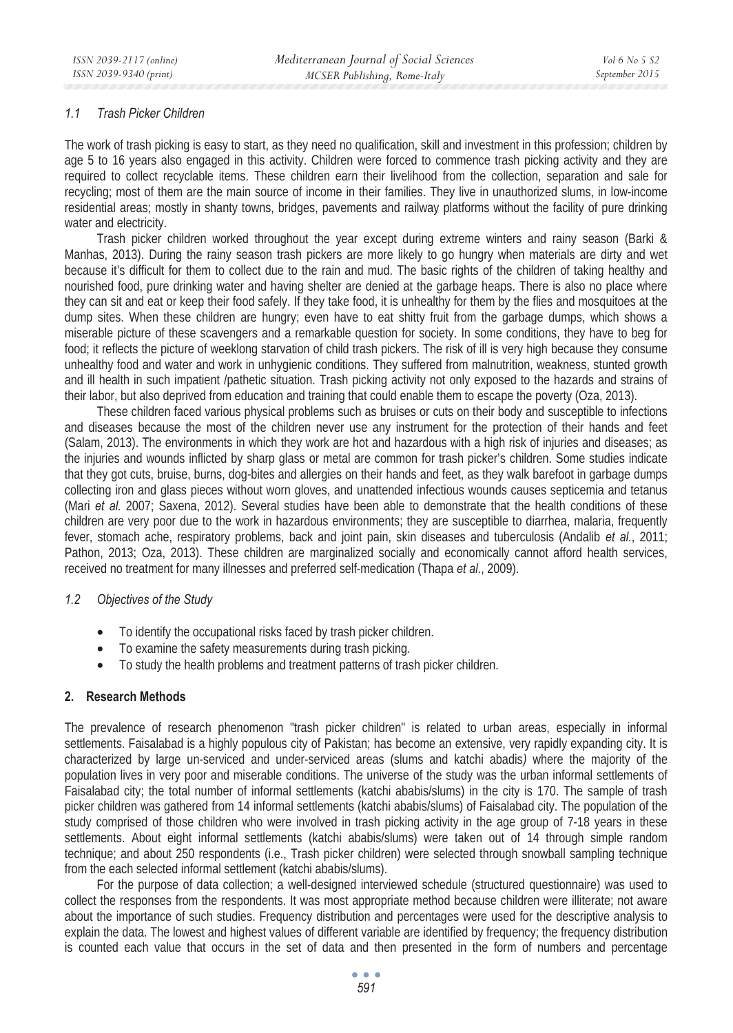### *1.1 Trash Picker Children*

The work of trash picking is easy to start, as they need no qualification, skill and investment in this profession; children by age 5 to 16 years also engaged in this activity. Children were forced to commence trash picking activity and they are required to collect recyclable items. These children earn their livelihood from the collection, separation and sale for recycling; most of them are the main source of income in their families. They live in unauthorized slums, in low-income residential areas; mostly in shanty towns, bridges, pavements and railway platforms without the facility of pure drinking water and electricity.

Trash picker children worked throughout the year except during extreme winters and rainy season (Barki & Manhas, 2013). During the rainy season trash pickers are more likely to go hungry when materials are dirty and wet because it's difficult for them to collect due to the rain and mud. The basic rights of the children of taking healthy and nourished food, pure drinking water and having shelter are denied at the garbage heaps. There is also no place where they can sit and eat or keep their food safely. If they take food, it is unhealthy for them by the flies and mosquitoes at the dump sites. When these children are hungry; even have to eat shitty fruit from the garbage dumps, which shows a miserable picture of these scavengers and a remarkable question for society. In some conditions, they have to beg for food; it reflects the picture of weeklong starvation of child trash pickers. The risk of ill is very high because they consume unhealthy food and water and work in unhygienic conditions. They suffered from malnutrition, weakness, stunted growth and ill health in such impatient /pathetic situation. Trash picking activity not only exposed to the hazards and strains of their labor, but also deprived from education and training that could enable them to escape the poverty (Oza, 2013).

These children faced various physical problems such as bruises or cuts on their body and susceptible to infections and diseases because the most of the children never use any instrument for the protection of their hands and feet (Salam, 2013). The environments in which they work are hot and hazardous with a high risk of injuries and diseases; as the injuries and wounds inflicted by sharp glass or metal are common for trash picker's children. Some studies indicate that they got cuts, bruise, burns, dog-bites and allergies on their hands and feet, as they walk barefoot in garbage dumps collecting iron and glass pieces without worn gloves, and unattended infectious wounds causes septicemia and tetanus (Mari *et al.* 2007; Saxena, 2012). Several studies have been able to demonstrate that the health conditions of these children are very poor due to the work in hazardous environments; they are susceptible to diarrhea, malaria, frequently fever, stomach ache, respiratory problems, back and joint pain, skin diseases and tuberculosis (Andalib *et al.*, 2011; Pathon, 2013; Oza, 2013). These children are marginalized socially and economically cannot afford health services, received no treatment for many illnesses and preferred self-medication (Thapa *et al.*, 2009).

### *1.2 Objectives of the Study*

- To identify the occupational risks faced by trash picker children.
- To examine the safety measurements during trash picking.
- To study the health problems and treatment patterns of trash picker children.

## 2. Research Methods

The prevalence of research phenomenon "trash picker children" is related to urban areas, especially in informal settlements. Faisalabad is a highly populous city of Pakistan; has become an extensive, very rapidly expanding city. It is characterized by large un-serviced and under-serviced areas (slums and katchi abadis*)* where the majority of the population lives in very poor and miserable conditions. The universe of the study was the urban informal settlements of Faisalabad city; the total number of informal settlements (katchi ababis/slums) in the city is 170. The sample of trash picker children was gathered from 14 informal settlements (katchi ababis/slums) of Faisalabad city. The population of the study comprised of those children who were involved in trash picking activity in the age group of 7-18 years in these settlements. About eight informal settlements (katchi ababis/slums) were taken out of 14 through simple random technique; and about 250 respondents (i.e., Trash picker children) were selected through snowball sampling technique from the each selected informal settlement (katchi ababis/slums).

For the purpose of data collection; a well-designed interviewed schedule (structured questionnaire) was used to collect the responses from the respondents. It was most appropriate method because children were illiterate; not aware about the importance of such studies. Frequency distribution and percentages were used for the descriptive analysis to explain the data. The lowest and highest values of different variable are identified by frequency; the frequency distribution is counted each value that occurs in the set of data and then presented in the form of numbers and percentage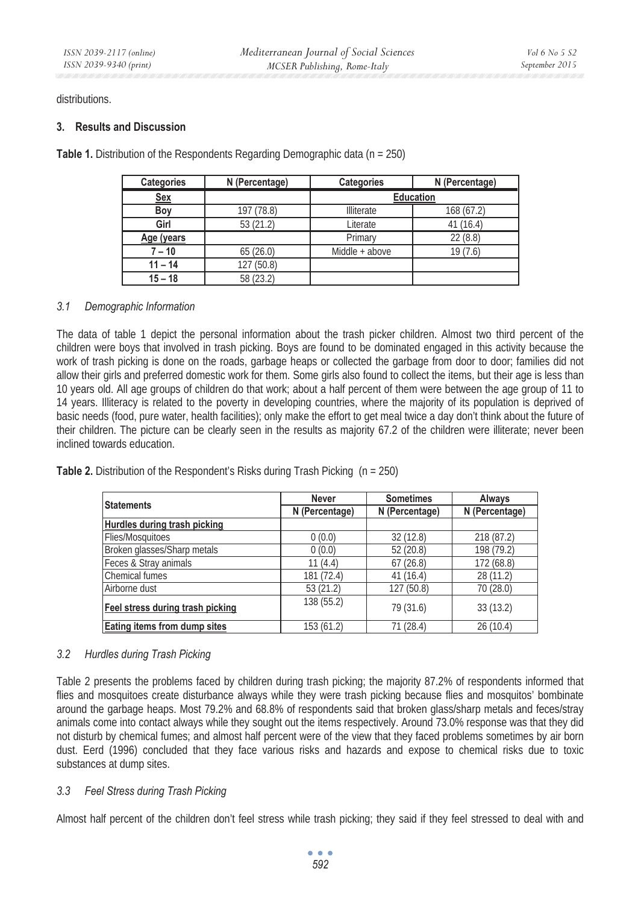distributions.

## 3. Results and Discussion

**Table 1.** Distribution of the Respondents Regarding Demographic data (n = 250)

| Categories | N (Percentage) | Categories | N (Percentage) |
|---|---|---|---|
| **Sex** | | **Education** | |
| **Boy** | 197 (78.8) | Illiterate | 168 (67.2) |
| **Girl** | 53 (21.2) | Literate | 41 (16.4) |
| **Age (years** | | Primary | 22 (8.8) |
| **7 – 10** | 65 (26.0) | Middle + above | 19 (7.6) |
| **11 – 14** | 127 (50.8) | | |
| **15 – 18** | 58 (23.2) | | |

### *3.1 Demographic Information*

The data of table 1 depict the personal information about the trash picker children. Almost two third percent of the children were boys that involved in trash picking. Boys are found to be dominated engaged in this activity because the work of trash picking is done on the roads, garbage heaps or collected the garbage from door to door; families did not allow their girls and preferred domestic work for them. Some girls also found to collect the items, but their age is less than 10 years old. All age groups of children do that work; about a half percent of them were between the age group of 11 to 14 years. Illiteracy is related to the poverty in developing countries, where the majority of its population is deprived of basic needs (food, pure water, health facilities); only make the effort to get meal twice a day don't think about the future of their children. The picture can be clearly seen in the results as majority 67.2 of the children were illiterate; never been inclined towards education.

**Table 2.** Distribution of the Respondent's Risks during Trash Picking (n = 250)

| Statements | Never | Sometimes | Always |
|---|---|---|---|
| | N (Percentage) | N (Percentage) | N (Percentage) |
| **Hurdles during trash picking** | | | |
| Flies/Mosquitoes | 0 (0.0) | 32 (12.8) | 218 (87.2) |
| Broken glasses/Sharp metals | 0 (0.0) | 52 (20.8) | 198 (79.2) |
| Feces & Stray animals | 11 (4.4) | 67 (26.8) | 172 (68.8) |
| Chemical fumes | 181 (72.4) | 41 (16.4) | 28 (11.2) |
| Airborne dust | 53 (21.2) | 127 (50.8) | 70 (28.0) |
| **Feel stress during trash picking** | 138 (55.2) | 79 (31.6) | 33 (13.2) |
| **Eating items from dump sites** | 153 (61.2) | 71 (28.4) | 26 (10.4) |

### *3.2 Hurdles during Trash Picking*

Table 2 presents the problems faced by children during trash picking; the majority 87.2% of respondents informed that flies and mosquitoes create disturbance always while they were trash picking because flies and mosquitos' bombinate around the garbage heaps. Most 79.2% and 68.8% of respondents said that broken glass/sharp metals and feces/stray animals come into contact always while they sought out the items respectively. Around 73.0% response was that they did not disturb by chemical fumes; and almost half percent were of the view that they faced problems sometimes by air born dust. Eerd (1996) concluded that they face various risks and hazards and expose to chemical risks due to toxic substances at dump sites.

### *3.3 Feel Stress during Trash Picking*

Almost half percent of the children don't feel stress while trash picking; they said if they feel stressed to deal with and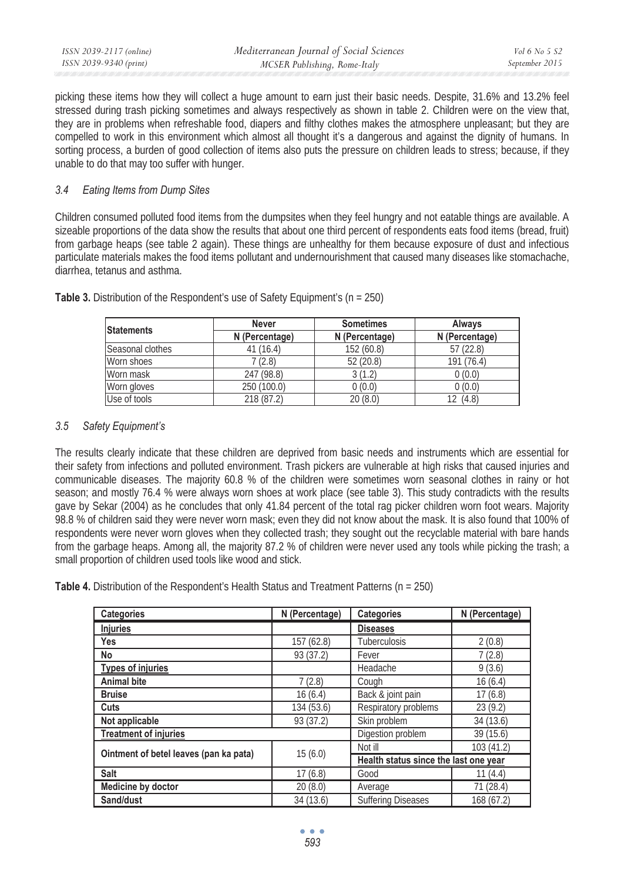picking these items how they will collect a huge amount to earn just their basic needs. Despite, 31.6% and 13.2% feel stressed during trash picking sometimes and always respectively as shown in table 2. Children were on the view that, they are in problems when refreshable food, diapers and filthy clothes makes the atmosphere unpleasant; but they are compelled to work in this environment which almost all thought it's a dangerous and against the dignity of humans. In sorting process, a burden of good collection of items also puts the pressure on children leads to stress; because, if they unable to do that may too suffer with hunger.

### *3.4 Eating Items from Dump Sites*

Children consumed polluted food items from the dumpsites when they feel hungry and not eatable things are available. A sizeable proportions of the data show the results that about one third percent of respondents eats food items (bread, fruit) from garbage heaps (see table 2 again). These things are unhealthy for them because exposure of dust and infectious particulate materials makes the food items pollutant and undernourishment that caused many diseases like stomachache, diarrhea, tetanus and asthma.

**Table 3.** Distribution of the Respondent's use of Safety Equipment's (n = 250)

| Statements | Never | Sometimes | Always |
|---|---|---|---|
| | N (Percentage) | N (Percentage) | N (Percentage) |
| Seasonal clothes | 41 (16.4) | 152 (60.8) | 57 (22.8) |
| Worn shoes | 7 (2.8) | 52 (20.8) | 191 (76.4) |
| Worn mask | 247 (98.8) | 3 (1.2) | 0 (0.0) |
| Worn gloves | 250 (100.0) | 0 (0.0) | 0 (0.0) |
| Use of tools | 218 (87.2) | 20 (8.0) | 12 (4.8) |

### *3.5 Safety Equipment's*

The results clearly indicate that these children are deprived from basic needs and instruments which are essential for their safety from infections and polluted environment. Trash pickers are vulnerable at high risks that caused injuries and communicable diseases. The majority 60.8 % of the children were sometimes worn seasonal clothes in rainy or hot season; and mostly 76.4 % were always worn shoes at work place (see table 3). This study contradicts with the results gave by Sekar (2004) as he concludes that only 41.84 percent of the total rag picker children worn foot wears. Majority 98.8 % of children said they were never worn mask; even they did not know about the mask. It is also found that 100% of respondents were never worn gloves when they collected trash; they sought out the recyclable material with bare hands from the garbage heaps. Among all, the majority 87.2 % of children were never used any tools while picking the trash; a small proportion of children used tools like wood and stick.

**Table 4.** Distribution of the Respondent's Health Status and Treatment Patterns (n = 250)

| Categories | N (Percentage) | Categories | N (Percentage) |
|---|---|---|---|
| **Injuries** | | **Diseases** | |
| **Yes** | 157 (62.8) | Tuberculosis | 2 (0.8) |
| **No** | 93 (37.2) | Fever | 7 (2.8) |
| **Types of injuries** | | Headache | 9 (3.6) |
| **Animal bite** | 7 (2.8) | Cough | 16 (6.4) |
| **Bruise** | 16 (6.4) | Back & joint pain | 17 (6.8) |
| **Cuts** | 134 (53.6) | Respiratory problems | 23 (9.2) |
| **Not applicable** | 93 (37.2) | Skin problem | 34 (13.6) |
| **Treatment of injuries** | | Digestion problem | 39 (15.6) |
| **Ointment of betel leaves (pan ka pata)** | 15 (6.0) | Not ill | 103 (41.2) |
| | | **Health status since the last one year** | |
| **Salt** | 17 (6.8) | Good | 11 (4.4) |
| **Medicine by doctor** | 20 (8.0) | Average | 71 (28.4) |
| **Sand/dust** | 34 (13.6) | Suffering Diseases | 168 (67.2) |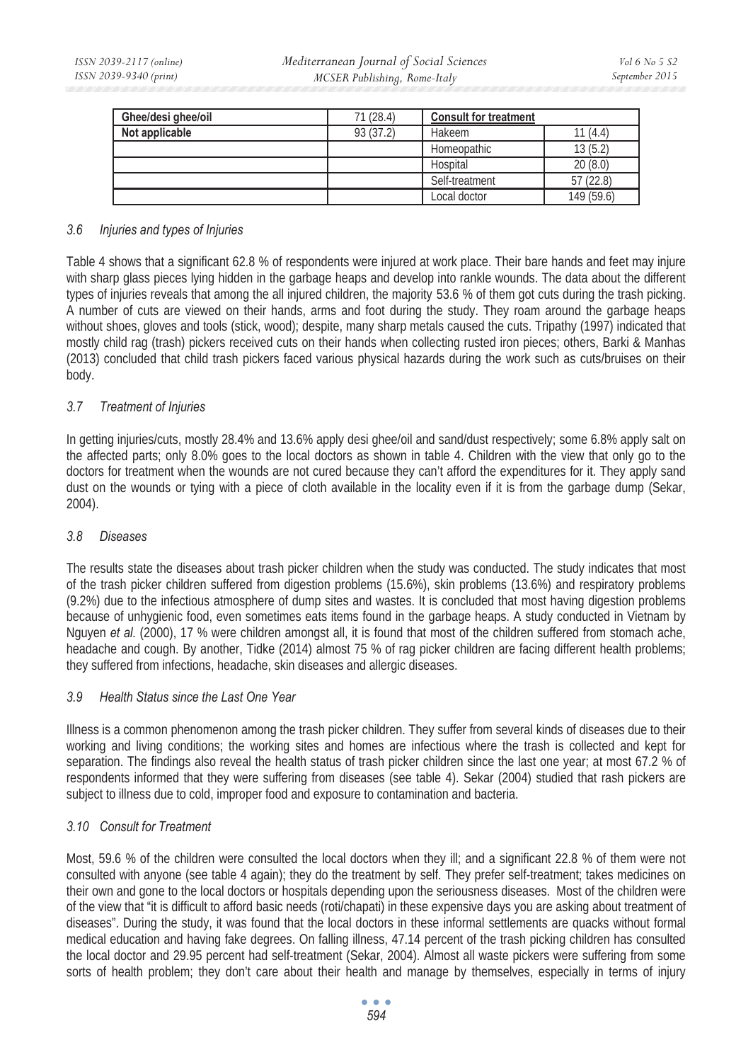| Ghee/desi ghee/oil | 71 (28.4) | Consult for treatment | |
|---|---|---|---|
| Not applicable | 93 (37.2) | Hakeem | 11 (4.4) |
| | | Homeopathic | 13 (5.2) |
| | | Hospital | 20 (8.0) |
| | | Self-treatment | 57 (22.8) |
| | | Local doctor | 149 (59.6) |

### *3.6 Injuries and types of Injuries*

Table 4 shows that a significant 62.8 % of respondents were injured at work place. Their bare hands and feet may injure with sharp glass pieces lying hidden in the garbage heaps and develop into rankle wounds. The data about the different types of injuries reveals that among the all injured children, the majority 53.6 % of them got cuts during the trash picking. A number of cuts are viewed on their hands, arms and foot during the study. They roam around the garbage heaps without shoes, gloves and tools (stick, wood); despite, many sharp metals caused the cuts. Tripathy (1997) indicated that mostly child rag (trash) pickers received cuts on their hands when collecting rusted iron pieces; others, Barki & Manhas (2013) concluded that child trash pickers faced various physical hazards during the work such as cuts/bruises on their body.

### *3.7 Treatment of Injuries*

In getting injuries/cuts, mostly 28.4% and 13.6% apply desi ghee/oil and sand/dust respectively; some 6.8% apply salt on the affected parts; only 8.0% goes to the local doctors as shown in table 4. Children with the view that only go to the doctors for treatment when the wounds are not cured because they can't afford the expenditures for it. They apply sand dust on the wounds or tying with a piece of cloth available in the locality even if it is from the garbage dump (Sekar, 2004).

### *3.8 Diseases*

The results state the diseases about trash picker children when the study was conducted. The study indicates that most of the trash picker children suffered from digestion problems (15.6%), skin problems (13.6%) and respiratory problems (9.2%) due to the infectious atmosphere of dump sites and wastes. It is concluded that most having digestion problems because of unhygienic food, even sometimes eats items found in the garbage heaps. A study conducted in Vietnam by Nguyen *et al.* (2000), 17 % were children amongst all, it is found that most of the children suffered from stomach ache, headache and cough. By another, Tidke (2014) almost 75 % of rag picker children are facing different health problems; they suffered from infections, headache, skin diseases and allergic diseases.

### *3.9 Health Status since the Last One Year*

Illness is a common phenomenon among the trash picker children. They suffer from several kinds of diseases due to their working and living conditions; the working sites and homes are infectious where the trash is collected and kept for separation. The findings also reveal the health status of trash picker children since the last one year; at most 67.2 % of respondents informed that they were suffering from diseases (see table 4). Sekar (2004) studied that rash pickers are subject to illness due to cold, improper food and exposure to contamination and bacteria.

### *3.10 Consult for Treatment*

Most, 59.6 % of the children were consulted the local doctors when they ill; and a significant 22.8 % of them were not consulted with anyone (see table 4 again); they do the treatment by self. They prefer self-treatment; takes medicines on their own and gone to the local doctors or hospitals depending upon the seriousness diseases. Most of the children were of the view that "it is difficult to afford basic needs (roti/chapati) in these expensive days you are asking about treatment of diseases". During the study, it was found that the local doctors in these informal settlements are quacks without formal medical education and having fake degrees. On falling illness, 47.14 percent of the trash picking children has consulted the local doctor and 29.95 percent had self-treatment (Sekar, 2004). Almost all waste pickers were suffering from some sorts of health problem; they don't care about their health and manage by themselves, especially in terms of injury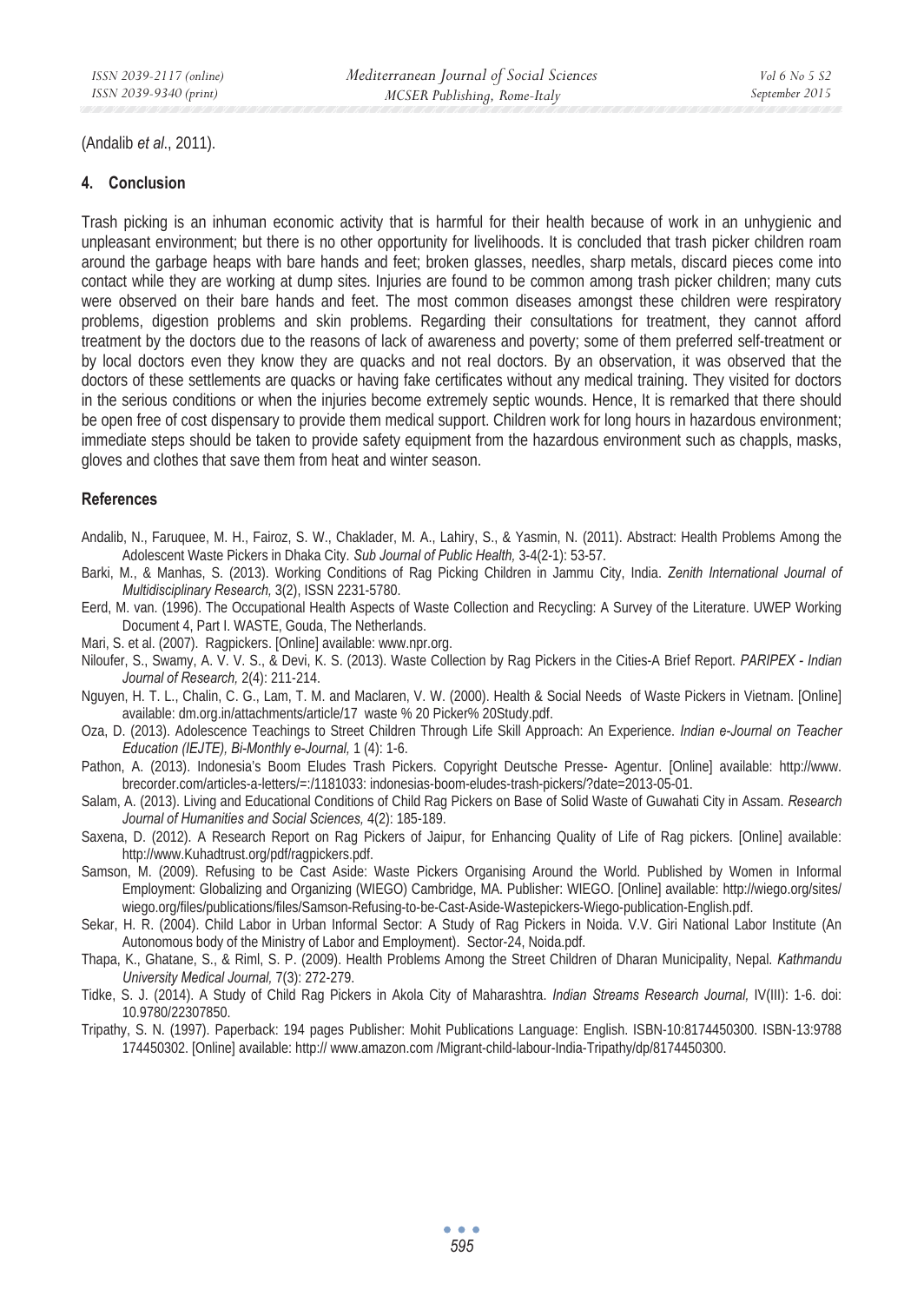(Andalib *et al*., 2011).

## 4. Conclusion

Trash picking is an inhuman economic activity that is harmful for their health because of work in an unhygienic and unpleasant environment; but there is no other opportunity for livelihoods. It is concluded that trash picker children roam around the garbage heaps with bare hands and feet; broken glasses, needles, sharp metals, discard pieces come into contact while they are working at dump sites. Injuries are found to be common among trash picker children; many cuts were observed on their bare hands and feet. The most common diseases amongst these children were respiratory problems, digestion problems and skin problems. Regarding their consultations for treatment, they cannot afford treatment by the doctors due to the reasons of lack of awareness and poverty; some of them preferred self-treatment or by local doctors even they know they are quacks and not real doctors. By an observation, it was observed that the doctors of these settlements are quacks or having fake certificates without any medical training. They visited for doctors in the serious conditions or when the injuries become extremely septic wounds. Hence, It is remarked that there should be open free of cost dispensary to provide them medical support. Children work for long hours in hazardous environment; immediate steps should be taken to provide safety equipment from the hazardous environment such as chappls, masks, gloves and clothes that save them from heat and winter season.

## References

Andalib, N., Faruquee, M. H., Fairoz, S. W., Chaklader, M. A., Lahiry, S., & Yasmin, N. (2011). Abstract: Health Problems Among the Adolescent Waste Pickers in Dhaka City. *Sub Journal of Public Health,* 3-4(2-1): 53-57.

Barki, M., & Manhas, S. (2013). Working Conditions of Rag Picking Children in Jammu City, India. *Zenith International Journal of Multidisciplinary Research,* 3(2), ISSN 2231-5780.

Eerd, M. van. (1996). The Occupational Health Aspects of Waste Collection and Recycling: A Survey of the Literature. UWEP Working Document 4, Part I. WASTE, Gouda, The Netherlands.

Mari, S. et al. (2007). Ragpickers. [Online] available: www.npr.org.

Niloufer, S., Swamy, A. V. V. S., & Devi, K. S. (2013). Waste Collection by Rag Pickers in the Cities-A Brief Report. *PARIPEX - Indian Journal of Research,* 2(4): 211-214.

Nguyen, H. T. L., Chalin, C. G., Lam, T. M. and Maclaren, V. W. (2000). Health & Social Needs of Waste Pickers in Vietnam. [Online] available: dm.org.in/attachments/article/17 waste % 20 Picker% 20Study.pdf.

Oza, D. (2013). Adolescence Teachings to Street Children Through Life Skill Approach: An Experience. *Indian e-Journal on Teacher Education (IEJTE), Bi-Monthly e-Journal,* 1 (4): 1-6.

Pathon, A. (2013). Indonesia's Boom Eludes Trash Pickers. Copyright Deutsche Presse- Agentur. [Online] available: http://www.brecorder.com/articles-a-letters/=:/1181033: indonesias-boom-eludes-trash-pickers/?date=2013-05-01.

Salam, A. (2013). Living and Educational Conditions of Child Rag Pickers on Base of Solid Waste of Guwahati City in Assam. *Research Journal of Humanities and Social Sciences,* 4(2): 185-189.

Saxena, D. (2012). A Research Report on Rag Pickers of Jaipur, for Enhancing Quality of Life of Rag pickers. [Online] available: http://www.Kuhadtrust.org/pdf/ragpickers.pdf.

Samson, M. (2009). Refusing to be Cast Aside: Waste Pickers Organising Around the World. Published by Women in Informal Employment: Globalizing and Organizing (WIEGO) Cambridge, MA. Publisher: WIEGO. [Online] available: http://wiego.org/sites/wiego.org/files/publications/files/Samson-Refusing-to-be-Cast-Aside-Wastepickers-Wiego-publication-English.pdf.

Sekar, H. R. (2004). Child Labor in Urban Informal Sector: A Study of Rag Pickers in Noida. V.V. Giri National Labor Institute (An Autonomous body of the Ministry of Labor and Employment). Sector-24, Noida.pdf.

Thapa, K., Ghatane, S., & Riml, S. P. (2009). Health Problems Among the Street Children of Dharan Municipality, Nepal. *Kathmandu University Medical Journal,* 7(3): 272-279.

Tidke, S. J. (2014). A Study of Child Rag Pickers in Akola City of Maharashtra. *Indian Streams Research Journal,* IV(III): 1-6. doi: 10.9780/22307850.

Tripathy, S. N. (1997). Paperback: 194 pages Publisher: Mohit Publications Language: English. ISBN-10:8174450300. ISBN-13:9788174450302. [Online] available: http:// www.amazon.com /Migrant-child-labour-India-Tripathy/dp/8174450300.